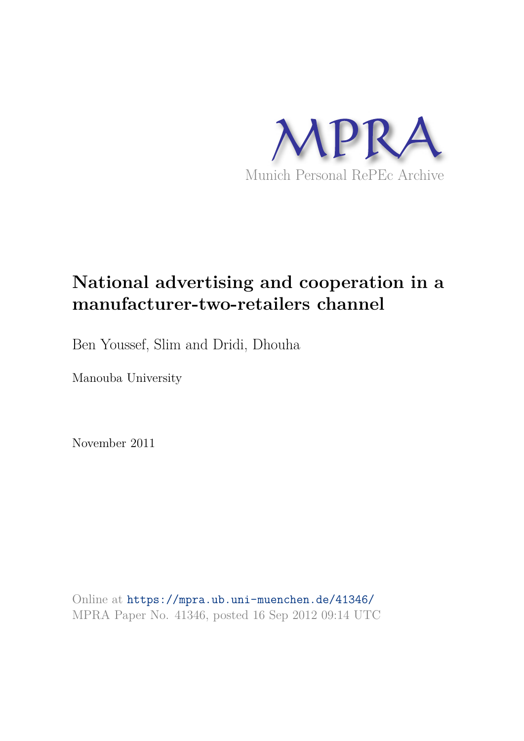MPRA

Munich Personal RePEc Archive

# National advertising and cooperation in a manufacturer-two-retailers channel

Ben Youssef, Slim and Dridi, Dhouha

Manouba University

November 2011

Online at https://mpra.ub.uni-muenchen.de/41346/
MPRA Paper No. 41346, posted 16 Sep 2012 09:14 UTC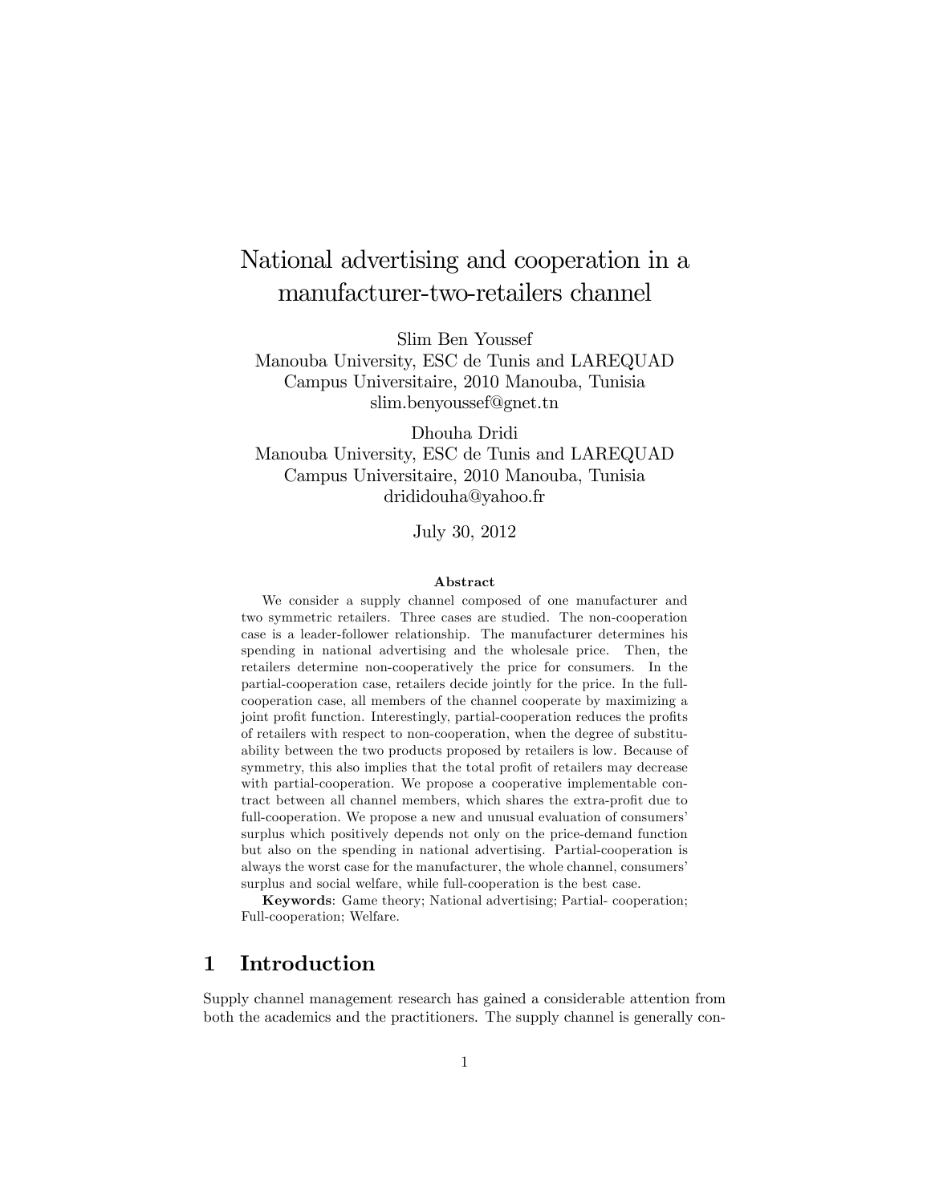# National advertising and cooperation in a manufacturer-two-retailers channel

Slim Ben Youssef
Manouba University, ESC de Tunis and LAREQUAD
Campus Universitaire, 2010 Manouba, Tunisia
slim.benyoussef@gnet.tn

Dhouha Dridi
Manouba University, ESC de Tunis and LAREQUAD
Campus Universitaire, 2010 Manouba, Tunisia
drididouha@yahoo.fr

July 30, 2012

### Abstract

We consider a supply channel composed of one manufacturer and two symmetric retailers. Three cases are studied. The non-cooperation case is a leader-follower relationship. The manufacturer determines his spending in national advertising and the wholesale price. Then, the retailers determine non-cooperatively the price for consumers. In the partial-cooperation case, retailers decide jointly for the price. In the full-cooperation case, all members of the channel cooperate by maximizing a joint profit function. Interestingly, partial-cooperation reduces the profits of retailers with respect to non-cooperation, when the degree of substituability between the two products proposed by retailers is low. Because of symmetry, this also implies that the total profit of retailers may decrease with partial-cooperation. We propose a cooperative implementable contract between all channel members, which shares the extra-profit due to full-cooperation. We propose a new and unusual evaluation of consumers' surplus which positively depends not only on the price-demand function but also on the spending in national advertising. Partial-cooperation is always the worst case for the manufacturer, the whole channel, consumers' surplus and social welfare, while full-cooperation is the best case.

**Keywords**: Game theory; National advertising; Partial- cooperation; Full-cooperation; Welfare.

## 1 Introduction

Supply channel management research has gained a considerable attention from both the academics and the practitioners. The supply channel is generally con-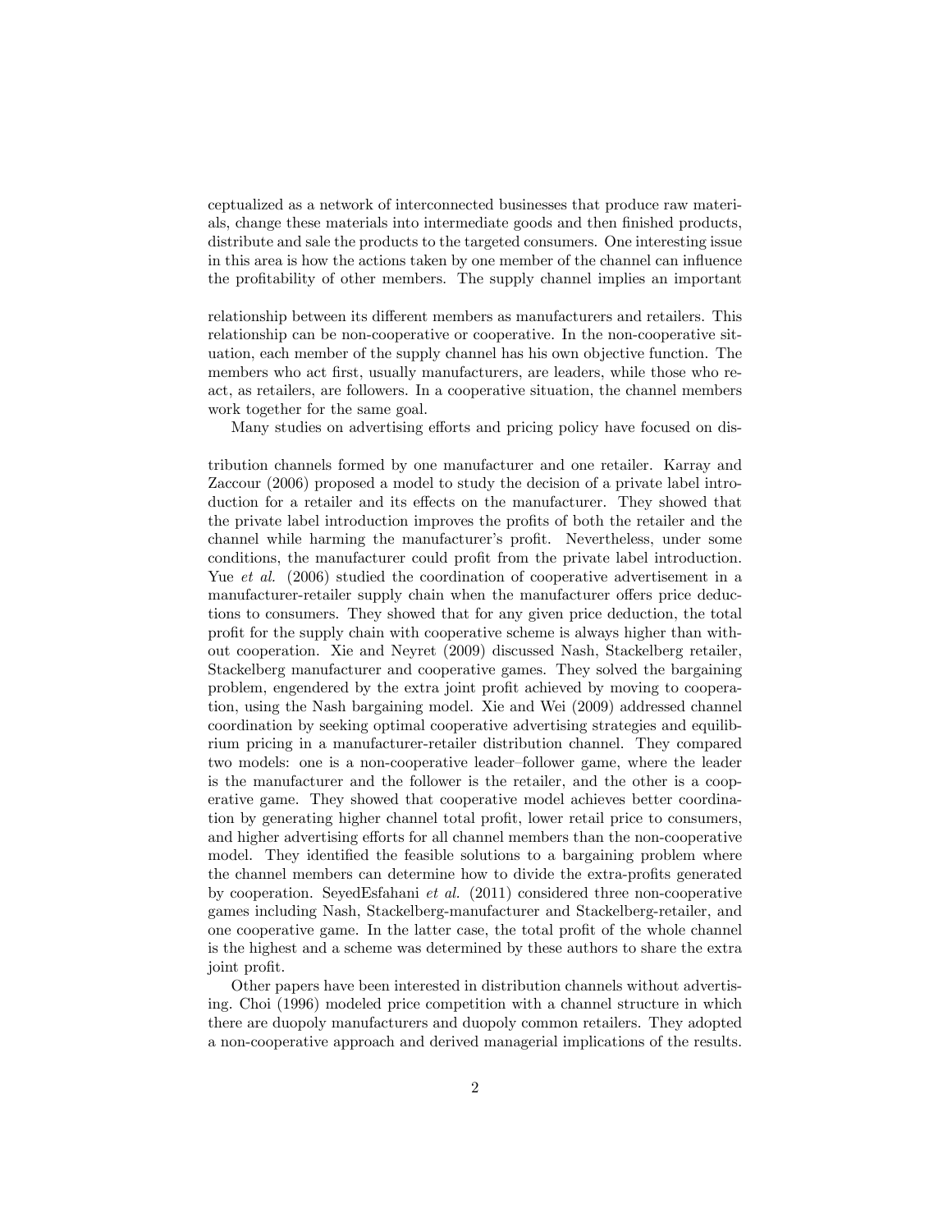ceptualized as a network of interconnected businesses that produce raw materials, change these materials into intermediate goods and then finished products, distribute and sale the products to the targeted consumers. One interesting issue in this area is how the actions taken by one member of the channel can influence the profitability of other members. The supply channel implies an important

relationship between its different members as manufacturers and retailers. This relationship can be non-cooperative or cooperative. In the non-cooperative situation, each member of the supply channel has his own objective function. The members who act first, usually manufacturers, are leaders, while those who react, as retailers, are followers. In a cooperative situation, the channel members work together for the same goal.

Many studies on advertising efforts and pricing policy have focused on dis-

tribution channels formed by one manufacturer and one retailer. Karray and Zaccour (2006) proposed a model to study the decision of a private label introduction for a retailer and its effects on the manufacturer. They showed that the private label introduction improves the profits of both the retailer and the channel while harming the manufacturer's profit. Nevertheless, under some conditions, the manufacturer could profit from the private label introduction. Yue *et al.* (2006) studied the coordination of cooperative advertisement in a manufacturer-retailer supply chain when the manufacturer offers price deductions to consumers. They showed that for any given price deduction, the total profit for the supply chain with cooperative scheme is always higher than without cooperation. Xie and Neyret (2009) discussed Nash, Stackelberg retailer, Stackelberg manufacturer and cooperative games. They solved the bargaining problem, engendered by the extra joint profit achieved by moving to cooperation, using the Nash bargaining model. Xie and Wei (2009) addressed channel coordination by seeking optimal cooperative advertising strategies and equilibrium pricing in a manufacturer-retailer distribution channel. They compared two models: one is a non-cooperative leader–follower game, where the leader is the manufacturer and the follower is the retailer, and the other is a cooperative game. They showed that cooperative model achieves better coordination by generating higher channel total profit, lower retail price to consumers, and higher advertising efforts for all channel members than the non-cooperative model. They identified the feasible solutions to a bargaining problem where the channel members can determine how to divide the extra-profits generated by cooperation. SeyedEsfahani *et al.* (2011) considered three non-cooperative games including Nash, Stackelberg-manufacturer and Stackelberg-retailer, and one cooperative game. In the latter case, the total profit of the whole channel is the highest and a scheme was determined by these authors to share the extra joint profit.

Other papers have been interested in distribution channels without advertising. Choi (1996) modeled price competition with a channel structure in which there are duopoly manufacturers and duopoly common retailers. They adopted a non-cooperative approach and derived managerial implications of the results.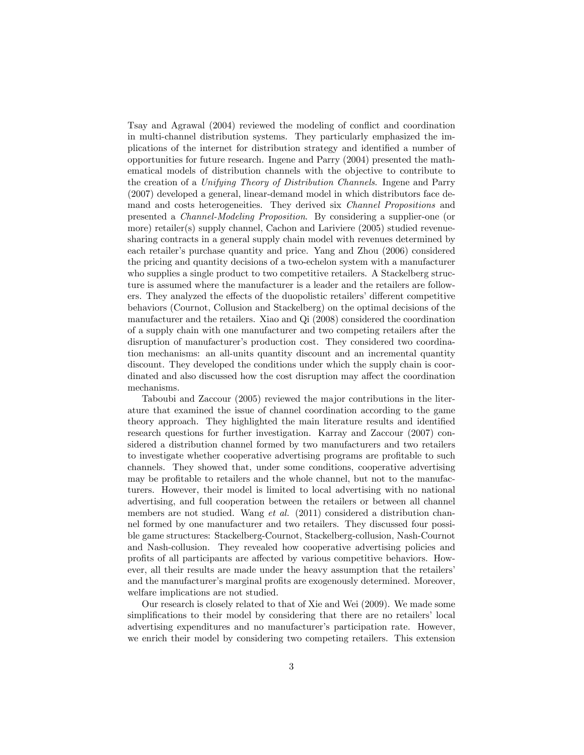Tsay and Agrawal (2004) reviewed the modeling of conflict and coordination in multi-channel distribution systems. They particularly emphasized the implications of the internet for distribution strategy and identified a number of opportunities for future research. Ingene and Parry (2004) presented the mathematical models of distribution channels with the objective to contribute to the creation of a *Unifying Theory of Distribution Channels*. Ingene and Parry (2007) developed a general, linear-demand model in which distributors face demand and costs heterogeneities. They derived six *Channel Propositions* and presented a *Channel-Modeling Proposition*. By considering a supplier-one (or more) retailer(s) supply channel, Cachon and Lariviere (2005) studied revenue-sharing contracts in a general supply chain model with revenues determined by each retailer's purchase quantity and price. Yang and Zhou (2006) considered the pricing and quantity decisions of a two-echelon system with a manufacturer who supplies a single product to two competitive retailers. A Stackelberg structure is assumed where the manufacturer is a leader and the retailers are followers. They analyzed the effects of the duopolistic retailers' different competitive behaviors (Cournot, Collusion and Stackelberg) on the optimal decisions of the manufacturer and the retailers. Xiao and Qi (2008) considered the coordination of a supply chain with one manufacturer and two competing retailers after the disruption of manufacturer's production cost. They considered two coordination mechanisms: an all-units quantity discount and an incremental quantity discount. They developed the conditions under which the supply chain is coordinated and also discussed how the cost disruption may affect the coordination mechanisms.

Taboubi and Zaccour (2005) reviewed the major contributions in the literature that examined the issue of channel coordination according to the game theory approach. They highlighted the main literature results and identified research questions for further investigation. Karray and Zaccour (2007) considered a distribution channel formed by two manufacturers and two retailers to investigate whether cooperative advertising programs are profitable to such channels. They showed that, under some conditions, cooperative advertising may be profitable to retailers and the whole channel, but not to the manufacturers. However, their model is limited to local advertising with no national advertising, and full cooperation between the retailers or between all channel members are not studied. Wang *et al.* (2011) considered a distribution channel formed by one manufacturer and two retailers. They discussed four possible game structures: Stackelberg-Cournot, Stackelberg-collusion, Nash-Cournot and Nash-collusion. They revealed how cooperative advertising policies and profits of all participants are affected by various competitive behaviors. However, all their results are made under the heavy assumption that the retailers' and the manufacturer's marginal profits are exogenously determined. Moreover, welfare implications are not studied.

Our research is closely related to that of Xie and Wei (2009). We made some simplifications to their model by considering that there are no retailers' local advertising expenditures and no manufacturer's participation rate. However, we enrich their model by considering two competing retailers. This extension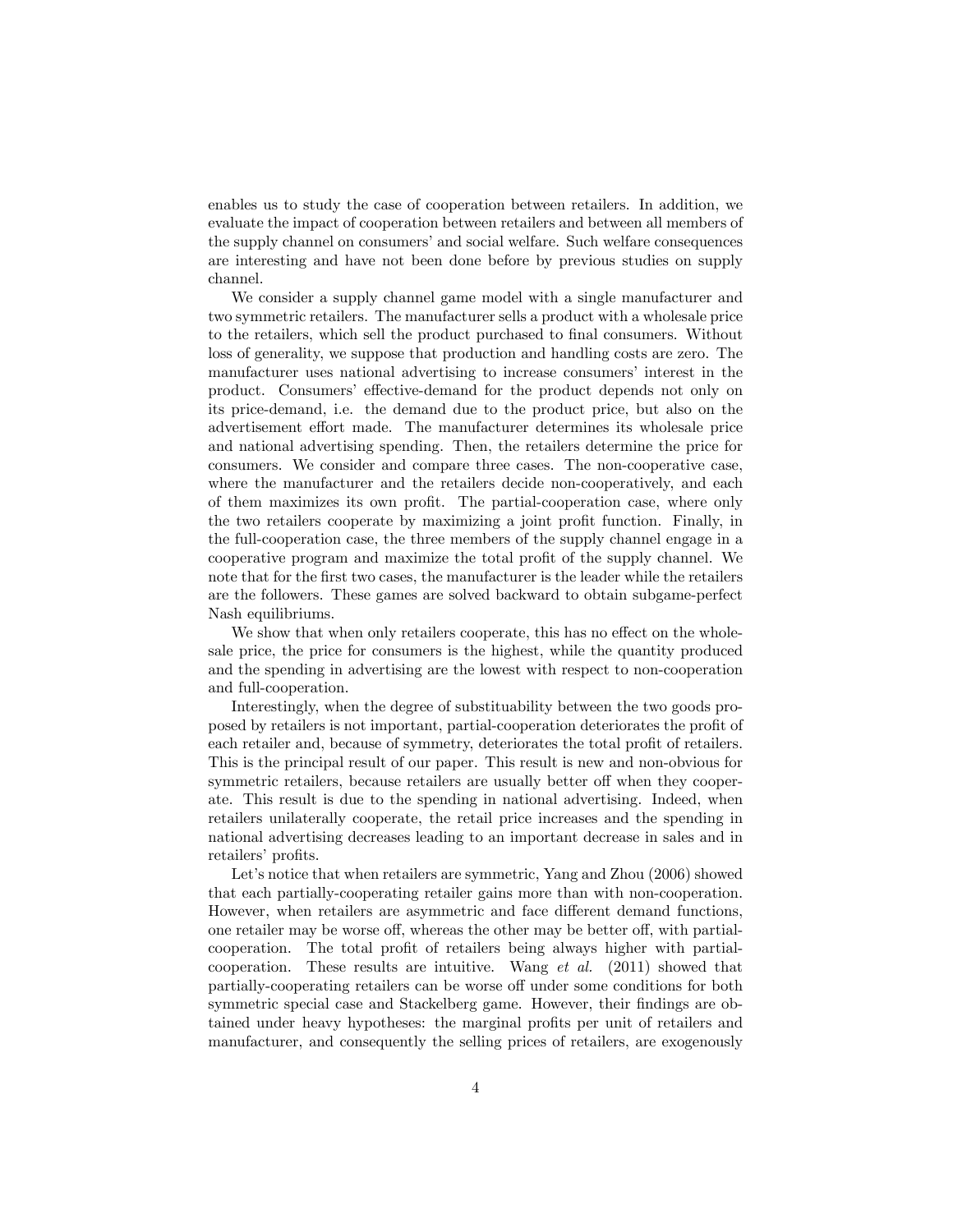enables us to study the case of cooperation between retailers. In addition, we evaluate the impact of cooperation between retailers and between all members of the supply channel on consumers' and social welfare. Such welfare consequences are interesting and have not been done before by previous studies on supply channel.

We consider a supply channel game model with a single manufacturer and two symmetric retailers. The manufacturer sells a product with a wholesale price to the retailers, which sell the product purchased to final consumers. Without loss of generality, we suppose that production and handling costs are zero. The manufacturer uses national advertising to increase consumers' interest in the product. Consumers' effective-demand for the product depends not only on its price-demand, i.e. the demand due to the product price, but also on the advertisement effort made. The manufacturer determines its wholesale price and national advertising spending. Then, the retailers determine the price for consumers. We consider and compare three cases. The non-cooperative case, where the manufacturer and the retailers decide non-cooperatively, and each of them maximizes its own profit. The partial-cooperation case, where only the two retailers cooperate by maximizing a joint profit function. Finally, in the full-cooperation case, the three members of the supply channel engage in a cooperative program and maximize the total profit of the supply channel. We note that for the first two cases, the manufacturer is the leader while the retailers are the followers. These games are solved backward to obtain subgame-perfect Nash equilibriums.

We show that when only retailers cooperate, this has no effect on the wholesale price, the price for consumers is the highest, while the quantity produced and the spending in advertising are the lowest with respect to non-cooperation and full-cooperation.

Interestingly, when the degree of substituability between the two goods proposed by retailers is not important, partial-cooperation deteriorates the profit of each retailer and, because of symmetry, deteriorates the total profit of retailers. This is the principal result of our paper. This result is new and non-obvious for symmetric retailers, because retailers are usually better off when they cooperate. This result is due to the spending in national advertising. Indeed, when retailers unilaterally cooperate, the retail price increases and the spending in national advertising decreases leading to an important decrease in sales and in retailers' profits.

Let's notice that when retailers are symmetric, Yang and Zhou (2006) showed that each partially-cooperating retailer gains more than with non-cooperation. However, when retailers are asymmetric and face different demand functions, one retailer may be worse off, whereas the other may be better off, with partial-cooperation. The total profit of retailers being always higher with partial-cooperation. These results are intuitive. Wang *et al.* (2011) showed that partially-cooperating retailers can be worse off under some conditions for both symmetric special case and Stackelberg game. However, their findings are obtained under heavy hypotheses: the marginal profits per unit of retailers and manufacturer, and consequently the selling prices of retailers, are exogenously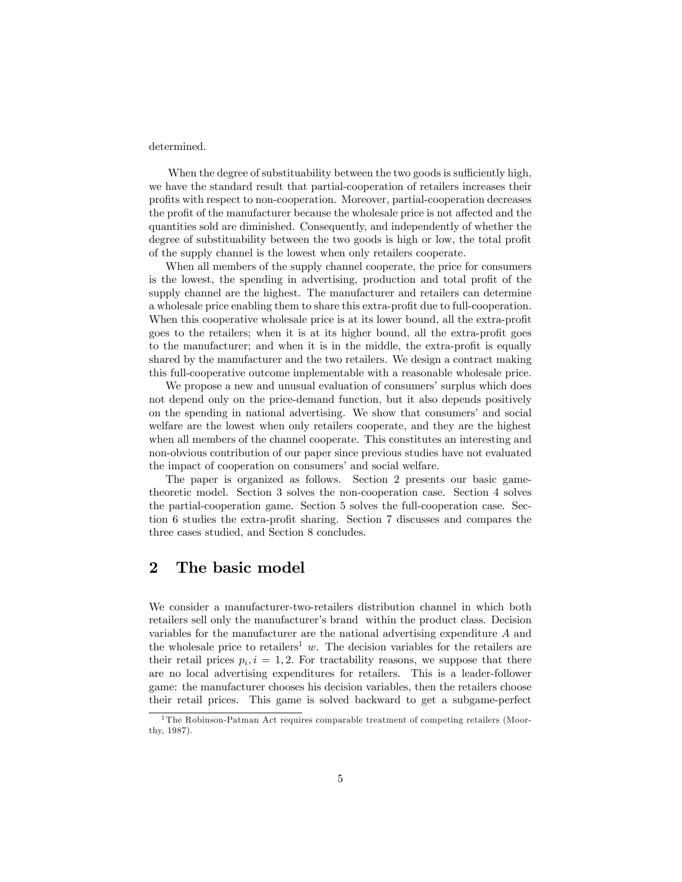determined.

When the degree of substituability between the two goods is sufficiently high, we have the standard result that partial-cooperation of retailers increases their profits with respect to non-cooperation. Moreover, partial-cooperation decreases the profit of the manufacturer because the wholesale price is not affected and the quantities sold are diminished. Consequently, and independently of whether the degree of substituability between the two goods is high or low, the total profit of the supply channel is the lowest when only retailers cooperate.

When all members of the supply channel cooperate, the price for consumers is the lowest, the spending in advertising, production and total profit of the supply channel are the highest. The manufacturer and retailers can determine a wholesale price enabling them to share this extra-profit due to full-cooperation. When this cooperative wholesale price is at its lower bound, all the extra-profit goes to the retailers; when it is at its higher bound, all the extra-profit goes to the manufacturer; and when it is in the middle, the extra-profit is equally shared by the manufacturer and the two retailers. We design a contract making this full-cooperative outcome implementable with a reasonable wholesale price.

We propose a new and unusual evaluation of consumers' surplus which does not depend only on the price-demand function, but it also depends positively on the spending in national advertising. We show that consumers' and social welfare are the lowest when only retailers cooperate, and they are the highest when all members of the channel cooperate. This constitutes an interesting and non-obvious contribution of our paper since previous studies have not evaluated the impact of cooperation on consumers' and social welfare.

The paper is organized as follows. Section 2 presents our basic game-theoretic model. Section 3 solves the non-cooperation case. Section 4 solves the partial-cooperation game. Section 5 solves the full-cooperation case. Section 6 studies the extra-profit sharing. Section 7 discusses and compares the three cases studied, and Section 8 concludes.

## 2 The basic model

We consider a manufacturer-two-retailers distribution channel in which both retailers sell only the manufacturer's brand within the product class. Decision variables for the manufacturer are the national advertising expenditure $A$ and the wholesale price to retailers[1] $w$. The decision variables for the retailers are their retail prices $p_i, i = 1, 2$. For tractability reasons, we suppose that there are no local advertising expenditures for retailers. This is a leader-follower game: the manufacturer chooses his decision variables, then the retailers choose their retail prices. This game is solved backward to get a subgame-perfect

[1] The Robinson-Patman Act requires comparable treatment of competing retailers (Moorthy, 1987).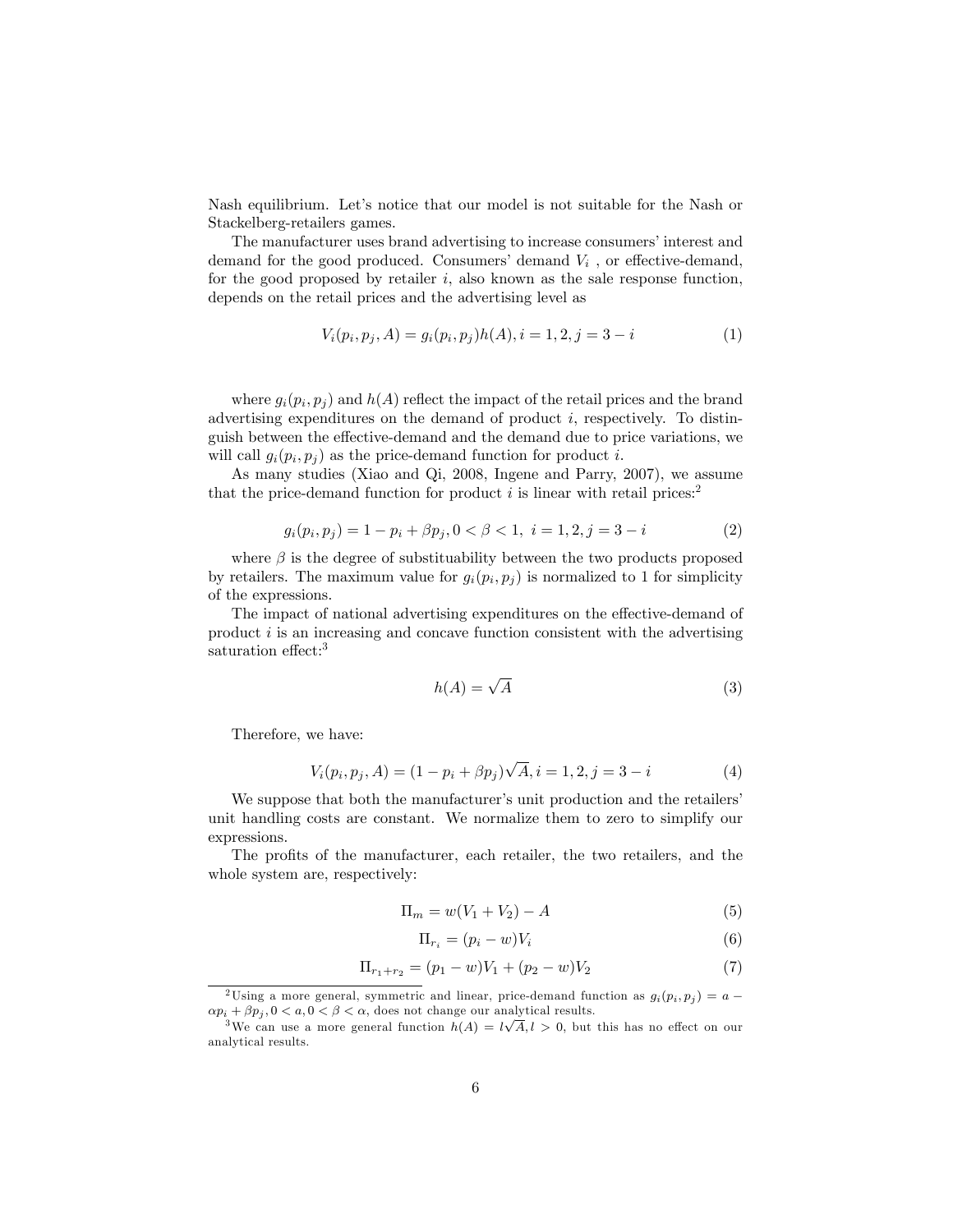Nash equilibrium. Let's notice that our model is not suitable for the Nash or Stackelberg-retailers games.

The manufacturer uses brand advertising to increase consumers' interest and demand for the good produced. Consumers' demand $V_i$ , or effective-demand, for the good proposed by retailer $i$, also known as the sale response function, depends on the retail prices and the advertising level as

$$V_i(p_i, p_j, A) = g_i(p_i, p_j)h(A), i = 1, 2, j = 3 - i \tag{1}$$

where $g_i(p_i, p_j)$ and $h(A)$ reflect the impact of the retail prices and the brand advertising expenditures on the demand of product $i$, respectively. To distinguish between the effective-demand and the demand due to price variations, we will call $g_i(p_i, p_j)$ as the price-demand function for product $i$.

As many studies (Xiao and Qi, 2008, Ingene and Parry, 2007), we assume that the price-demand function for product $i$ is linear with retail prices:[2]

$$g_i(p_i, p_j) = 1 - p_i + \beta p_j, 0 < \beta < 1, \ i = 1, 2, j = 3 - i \tag{2}$$

where $\beta$ is the degree of substituability between the two products proposed by retailers. The maximum value for $g_i(p_i, p_j)$ is normalized to 1 for simplicity of the expressions.

The impact of national advertising expenditures on the effective-demand of product $i$ is an increasing and concave function consistent with the advertising saturation effect:[3]

$$h(A) = \sqrt{A} \tag{3}$$

Therefore, we have:

$$V_i(p_i, p_j, A) = (1 - p_i + \beta p_j)\sqrt{A}, i = 1, 2, j = 3 - i \tag{4}$$

We suppose that both the manufacturer's unit production and the retailers' unit handling costs are constant. We normalize them to zero to simplify our expressions.

The profits of the manufacturer, each retailer, the two retailers, and the whole system are, respectively:

$$\Pi_m = w(V_1 + V_2) - A \tag{5}$$

$$\Pi_{r_i} = (p_i - w)V_i \tag{6}$$

$$\Pi_{r_1+r_2} = (p_1 - w)V_1 + (p_2 - w)V_2 \tag{7}$$

[2] Using a more general, symmetric and linear, price-demand function as $g_i(p_i, p_j) = a - \alpha p_i + \beta p_j, 0 < a, 0 < \beta < \alpha$, does not change our analytical results.

[3] We can use a more general function $h(A) = l\sqrt{A}, l > 0$, but this has no effect on our analytical results.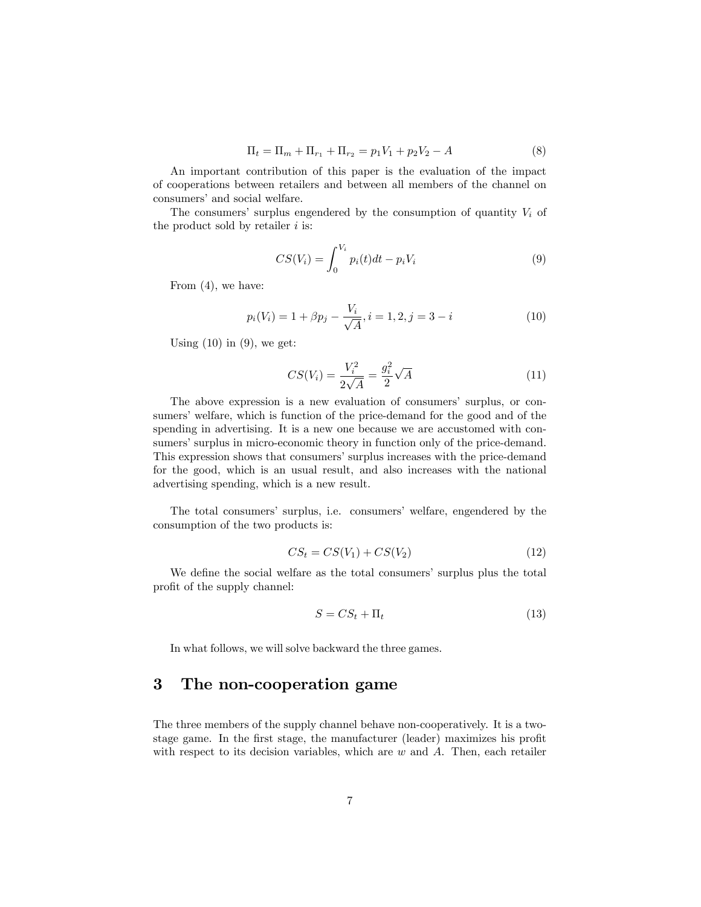$$\Pi_t = \Pi_m + \Pi_{r_1} + \Pi_{r_2} = p_1 V_1 + p_2 V_2 - A \tag{8}$$

An important contribution of this paper is the evaluation of the impact of cooperations between retailers and between all members of the channel on consumers' and social welfare.

The consumers' surplus engendered by the consumption of quantity $V_i$ of the product sold by retailer $i$ is:

$$CS(V_i) = \int_0^{V_i} p_i(t)dt - p_i V_i \tag{9}$$

From (4), we have:

$$p_i(V_i) = 1 + \beta p_j - \frac{V_i}{\sqrt{A}}, i = 1, 2, j = 3 - i \tag{10}$$

Using (10) in (9), we get:

$$CS(V_i) = \frac{V_i^2}{2\sqrt{A}} = \frac{g_i^2}{2}\sqrt{A} \tag{11}$$

The above expression is a new evaluation of consumers' surplus, or consumers' welfare, which is function of the price-demand for the good and of the spending in advertising. It is a new one because we are accustomed with consumers' surplus in micro-economic theory in function only of the price-demand. This expression shows that consumers' surplus increases with the price-demand for the good, which is an usual result, and also increases with the national advertising spending, which is a new result.

The total consumers' surplus, i.e. consumers' welfare, engendered by the consumption of the two products is:

$$CS_t = CS(V_1) + CS(V_2) \tag{12}$$

We define the social welfare as the total consumers' surplus plus the total profit of the supply channel:

$$S = CS_t + \Pi_t \tag{13}$$

In what follows, we will solve backward the three games.

## 3 The non-cooperation game

The three members of the supply channel behave non-cooperatively. It is a two-stage game. In the first stage, the manufacturer (leader) maximizes his profit with respect to its decision variables, which are $w$ and $A$. Then, each retailer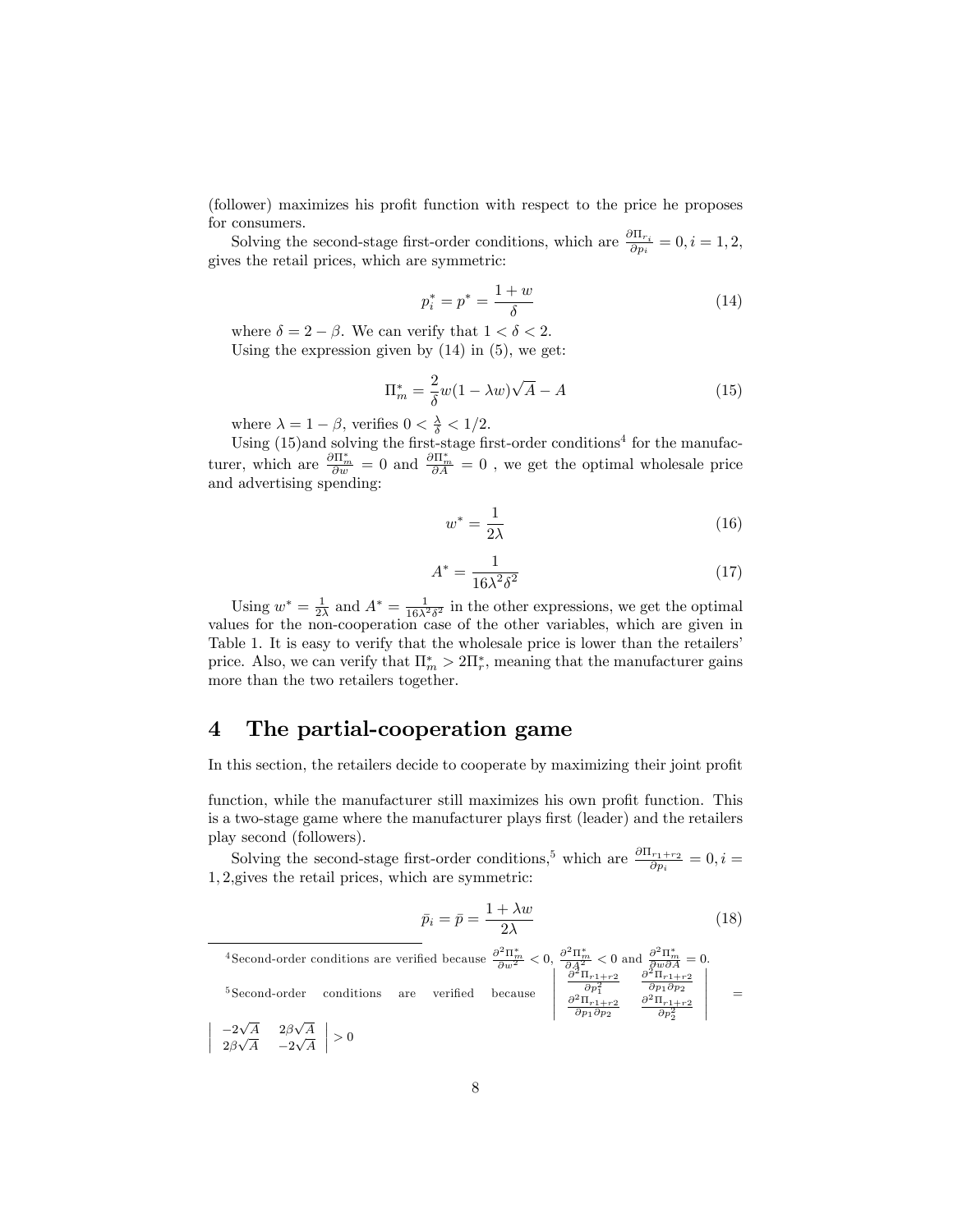(follower) maximizes his profit function with respect to the price he proposes for consumers.

Solving the second-stage first-order conditions, which are $\frac{\partial \Pi_{r_i}}{\partial p_i} = 0, i = 1, 2$, gives the retail prices, which are symmetric:

$$p_i^* = p^* = \frac{1 + w}{\delta} \tag{14}$$

where $\delta = 2 - \beta$. We can verify that $1 < \delta < 2$.

Using the expression given by (14) in (5), we get:

$$\Pi_m^* = \frac{2}{\delta} w(1 - \lambda w)\sqrt{A} - A \tag{15}$$

where $\lambda = 1 - \beta$, verifies $0 < \frac{\lambda}{\delta} < 1/2$.

Using (15)and solving the first-stage first-order conditions[4] for the manufacturer, which are $\frac{\partial \Pi_m^*}{\partial w} = 0$ and $\frac{\partial \Pi_m^*}{\partial A} = 0$ , we get the optimal wholesale price and advertising spending:

$$w^* = \frac{1}{2\lambda} \tag{16}$$

$$A^* = \frac{1}{16\lambda^2\delta^2} \tag{17}$$

Using $w^* = \frac{1}{2\lambda}$ and $A^* = \frac{1}{16\lambda^2\delta^2}$ in the other expressions, we get the optimal values for the non-cooperation case of the other variables, which are given in Table 1. It is easy to verify that the wholesale price is lower than the retailers' price. Also, we can verify that $\Pi_m^* > 2\Pi_r^*$, meaning that the manufacturer gains more than the two retailers together.

## 4 The partial-cooperation game

In this section, the retailers decide to cooperate by maximizing their joint profit function, while the manufacturer still maximizes his own profit function. This is a two-stage game where the manufacturer plays first (leader) and the retailers play second (followers).

Solving the second-stage first-order conditions,[5] which are $\frac{\partial \Pi_{r1+r2}}{\partial p_i} = 0, i = 1, 2$,gives the retail prices, which are symmetric:

$$\bar{p}_i = \bar{p} = \frac{1 + \lambda w}{2\lambda} \tag{18}$$

---

[4] Second-order conditions are verified because $\frac{\partial^2 \Pi_m^*}{\partial w^2} < 0$, $\frac{\partial^2 \Pi_m^*}{\partial A^2} < 0$ and $\frac{\partial^2 \Pi_m^*}{\partial w \partial A} = 0$.

[5] Second-order conditions are verified because $\begin{vmatrix} \frac{\partial^2 \Pi_{r1+r2}}{\partial p_1^2} & \frac{\partial^2 \Pi_{r1+r2}}{\partial p_1 \partial p_2} \\ \frac{\partial^2 \Pi_{r1+r2}}{\partial p_1 \partial p_2} & \frac{\partial^2 \Pi_{r1+r2}}{\partial p_2^2} \end{vmatrix} = \begin{vmatrix} -2\sqrt{A} & 2\beta\sqrt{A} \\ 2\beta\sqrt{A} & -2\sqrt{A} \end{vmatrix} > 0$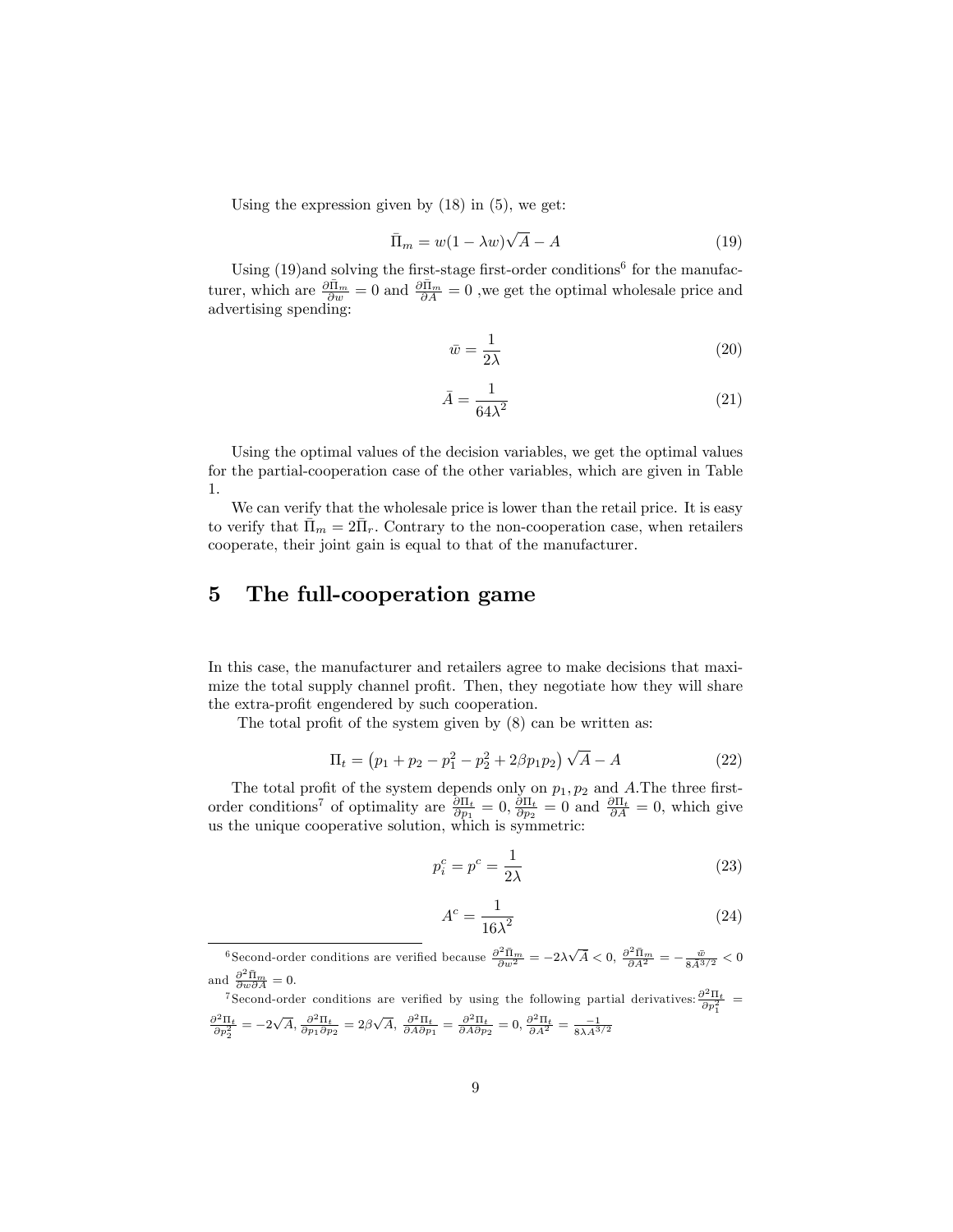Using the expression given by (18) in (5), we get:

$$\bar{\Pi}_m = w(1 - \lambda w)\sqrt{A} - A \tag{19}$$

Using (19)and solving the first-stage first-order conditions[6] for the manufacturer, which are $\frac{\partial \bar{\Pi}_m}{\partial w} = 0$ and $\frac{\partial \bar{\Pi}_m}{\partial A} = 0$ ,we get the optimal wholesale price and advertising spending:

$$\bar{w} = \frac{1}{2\lambda} \tag{20}$$

$$\bar{A} = \frac{1}{64\lambda^2} \tag{21}$$

Using the optimal values of the decision variables, we get the optimal values for the partial-cooperation case of the other variables, which are given in Table 1.

We can verify that the wholesale price is lower than the retail price. It is easy to verify that $\bar{\Pi}_m = 2\bar{\Pi}_r$. Contrary to the non-cooperation case, when retailers cooperate, their joint gain is equal to that of the manufacturer.

# 5 The full-cooperation game

In this case, the manufacturer and retailers agree to make decisions that maximize the total supply channel profit. Then, they negotiate how they will share the extra-profit engendered by such cooperation.

The total profit of the system given by (8) can be written as:

$$\Pi_t = \left(p_1 + p_2 - p_1^2 - p_2^2 + 2\beta p_1 p_2\right)\sqrt{A} - A \tag{22}$$

The total profit of the system depends only on $p_1, p_2$ and $A$.The three first-order conditions[7] of optimality are $\frac{\partial \Pi_t}{\partial p_1} = 0, \frac{\partial \Pi_t}{\partial p_2} = 0$ and $\frac{\partial \Pi_t}{\partial A} = 0$, which give us the unique cooperative solution, which is symmetric:

$$p_i^c = p^c = \frac{1}{2\lambda} \tag{23}$$

$$A^c = \frac{1}{16\lambda^2} \tag{24}$$

---

[6] Second-order conditions are verified because $\frac{\partial^2 \bar{\Pi}_m}{\partial w^2} = -2\lambda\sqrt{A} < 0$, $\frac{\partial^2 \bar{\Pi}_m}{\partial A^2} = -\frac{\bar{w}}{8A^{3/2}} < 0$ and $\frac{\partial^2 \bar{\Pi}_m}{\partial w \partial A} = 0$.

[7] Second-order conditions are verified by using the following partial derivatives: $\frac{\partial^2 \Pi_t}{\partial p_1^2} = \frac{\partial^2 \Pi_t}{\partial p_2^2} = -2\sqrt{A}$, $\frac{\partial^2 \Pi_t}{\partial p_1 \partial p_2} = 2\beta\sqrt{A}$, $\frac{\partial^2 \Pi_t}{\partial A \partial p_1} = \frac{\partial^2 \Pi_t}{\partial A \partial p_2} = 0$, $\frac{\partial^2 \Pi_t}{\partial A^2} = \frac{-1}{8\lambda A^{3/2}}$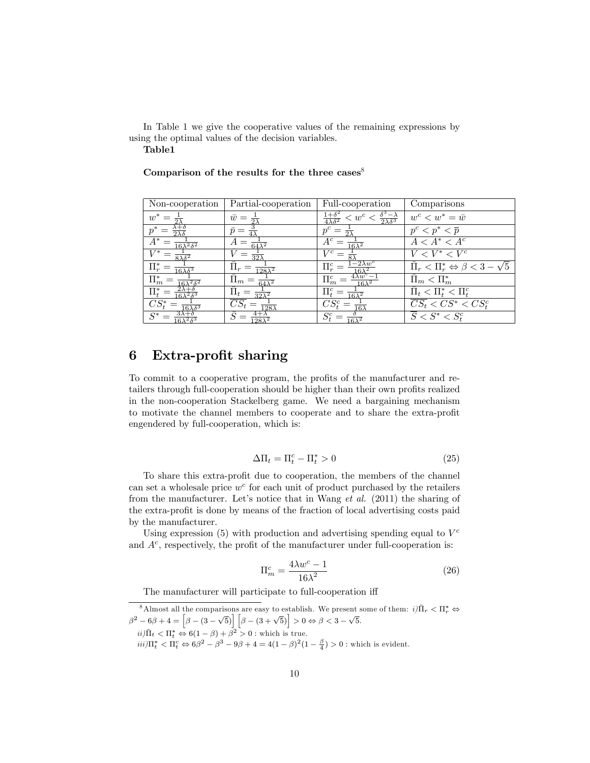In Table 1 we give the cooperative values of the remaining expressions by using the optimal values of the decision variables.

**Table1**

**Comparison of the results for the three cases**[8]

| Non-cooperation | Partial-cooperation | Full-cooperation | Comparisons |
|---|---|---|---|
| $w^* = \frac{1}{2\lambda}$ | $\bar{w} = \frac{1}{2\lambda}$ | $\frac{1+\delta^2}{4\lambda\delta^2} < w^c < \frac{\delta^3-\lambda}{2\lambda\delta^3}$ | $w^c < w^* = \bar{w}$ |
| $p^* = \frac{\lambda+\delta}{2\lambda\delta}$ | $\bar{p} = \frac{3}{4\lambda}$ | $p^c = \frac{1}{2\lambda}$ | $p^c < p^* < \overline{p}$ |
| $A^* = \frac{1}{16\lambda^2\delta^2}$ | $\bar{A} = \frac{1}{64\lambda^2}$ | $A^c = \frac{1}{16\lambda^2}$ | $\bar{A} < A^* < A^c$ |
| $V^* = \frac{1}{8\lambda\delta^2}$ | $\bar{V} = \frac{1}{32\lambda}$ | $V^c = \frac{1}{8\lambda}$ | $\bar{V} < V^* < V^c$ |
| $\Pi_r^* = \frac{1}{16\lambda\delta^3}$ | $\bar{\Pi}_r = \frac{1}{128\lambda^2}$ | $\Pi_r^c = \frac{1-2\lambda w^c}{16\lambda^2}$ | $\bar{\Pi}_r < \Pi_r^* \Leftrightarrow \beta < 3-\sqrt{5}$ |
| $\Pi_m^* = \frac{1}{16\lambda^2\delta^2}$ | $\bar{\Pi}_m = \frac{1}{64\lambda^2}$ | $\Pi_m^c = \frac{4\lambda w^c-1}{16\lambda^2}$ | $\bar{\Pi}_m < \Pi_m^*$ |
| $\Pi_t^* = \frac{2\lambda+\delta}{16\lambda^2\delta^3}$ | $\bar{\Pi}_t = \frac{1}{32\lambda^2}$ | $\Pi_t^c = \frac{1}{16\lambda^2}$ | $\bar{\Pi}_t < \Pi_t^* < \Pi_t^c$ |
| $CS_t^* = \frac{1}{16\lambda\delta^3}$ | $\overline{CS}_t = \frac{1}{128\lambda}$ | $CS_t^c = \frac{1}{16\lambda}$ | $\overline{CS}_t < CS^* < CS_t^c$ |
| $S^* = \frac{3\lambda+\delta}{16\lambda^2\delta^3}$ | $\bar{S} = \frac{4+\lambda}{128\lambda^2}$ | $S_t^c = \frac{\delta}{16\lambda^2}$ | $\bar{S} < S^* < S_t^c$ |

# 6 Extra-profit sharing

To commit to a cooperative program, the profits of the manufacturer and retailers through full-cooperation should be higher than their own profits realized in the non-cooperation Stackelberg game. We need a bargaining mechanism to motivate the channel members to cooperate and to share the extra-profit engendered by full-cooperation, which is:

$$\Delta\Pi_t = \Pi_t^c - \Pi_t^* > 0 \tag{25}$$

To share this extra-profit due to cooperation, the members of the channel can set a wholesale price $w^c$ for each unit of product purchased by the retailers from the manufacturer. Let's notice that in Wang *et al.* (2011) the sharing of the extra-profit is done by means of the fraction of local advertising costs paid by the manufacturer.

Using expression (5) with production and advertising spending equal to $V^c$ and $A^c$, respectively, the profit of the manufacturer under full-cooperation is:

$$\Pi_m^c = \frac{4\lambda w^c - 1}{16\lambda^2} \tag{26}$$

The manufacturer will participate to full-cooperation iff

[8] Almost all the comparisons are easy to establish. We present some of them: $i)\bar{\Pi}_r < \Pi_r^* \Leftrightarrow \beta^2 - 6\beta + 4 = \left[\beta - (3-\sqrt{5})\right]\left[\beta - (3+\sqrt{5})\right] > 0 \Leftrightarrow \beta < 3 - \sqrt{5}$.

$ii)\bar{\Pi}_t < \Pi_t^* \Leftrightarrow 6(1-\beta) + \beta^2 > 0$ : which is true.

$iii)\Pi_t^* < \Pi_t^c \Leftrightarrow 6\beta^2 - \beta^3 - 9\beta + 4 = 4(1-\beta)^2(1-\frac{\beta}{4}) > 0$ : which is evident.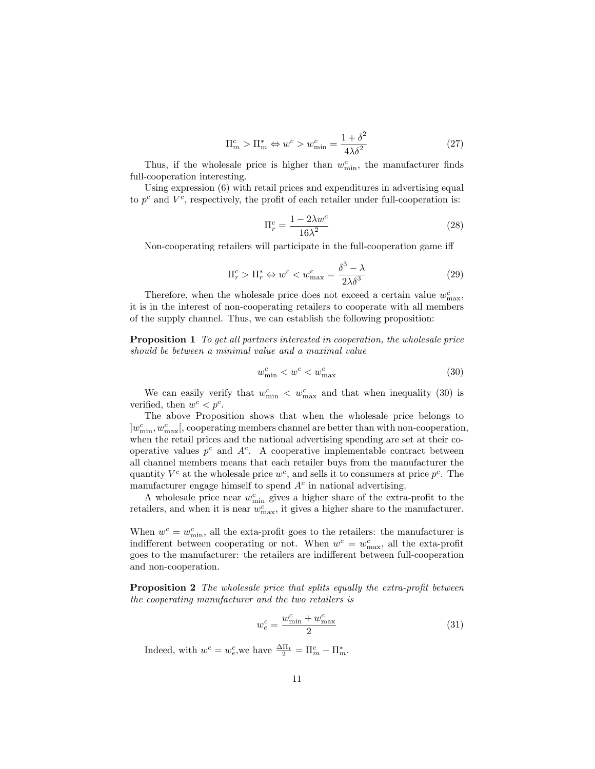$$\Pi_m^c > \Pi_m^* \Leftrightarrow w^c > w_{\min}^c = \frac{1+\delta^2}{4\lambda\delta^2} \tag{27}$$

Thus, if the wholesale price is higher than $w_{\min}^c$, the manufacturer finds full-cooperation interesting.

Using expression (6) with retail prices and expenditures in advertising equal to $p^c$ and $V^c$, respectively, the profit of each retailer under full-cooperation is:

$$\Pi_r^c = \frac{1-2\lambda w^c}{16\lambda^2} \tag{28}$$

Non-cooperating retailers will participate in the full-cooperation game iff

$$\Pi_r^c > \Pi_r^* \Leftrightarrow w^c < w_{\max}^c = \frac{\delta^3 - \lambda}{2\lambda\delta^3} \tag{29}$$

Therefore, when the wholesale price does not exceed a certain value $w_{\max}^c$, it is in the interest of non-cooperating retailers to cooperate with all members of the supply channel. Thus, we can establish the following proposition:

**Proposition 1** *To get all partners interested in cooperation, the wholesale price should be between a minimal value and a maximal value*

$$w_{\min}^c < w^c < w_{\max}^c \tag{30}$$

We can easily verify that $w_{\min}^c < w_{\max}^c$ and that when inequality (30) is verified, then $w^c < p^c$.

The above Proposition shows that when the wholesale price belongs to $]w_{\min}^c, w_{\max}^c[$, cooperating members channel are better than with non-cooperation, when the retail prices and the national advertising spending are set at their cooperative values $p^c$ and $A^c$. A cooperative implementable contract between all channel members means that each retailer buys from the manufacturer the quantity $V^c$ at the wholesale price $w^c$, and sells it to consumers at price $p^c$. The manufacturer engage himself to spend $A^c$ in national advertising.

A wholesale price near $w_{\min}^c$ gives a higher share of the extra-profit to the retailers, and when it is near $w_{\max}^c$, it gives a higher share to the manufacturer.

When $w^c = w_{\min}^c$, all the exta-profit goes to the retailers: the manufacturer is indifferent between cooperating or not. When $w^c = w_{\max}^c$, all the exta-profit goes to the manufacturer: the retailers are indifferent between full-cooperation and non-cooperation.

**Proposition 2** *The wholesale price that splits equally the extra-profit between the cooperating manufacturer and the two retailers is*

$$w_e^c = \frac{w_{\min}^c + w_{\max}^c}{2} \tag{31}$$

Indeed, with $w^c = w_e^c$,we have $\frac{\Delta\Pi_t}{2} = \Pi_m^c - \Pi_m^*$.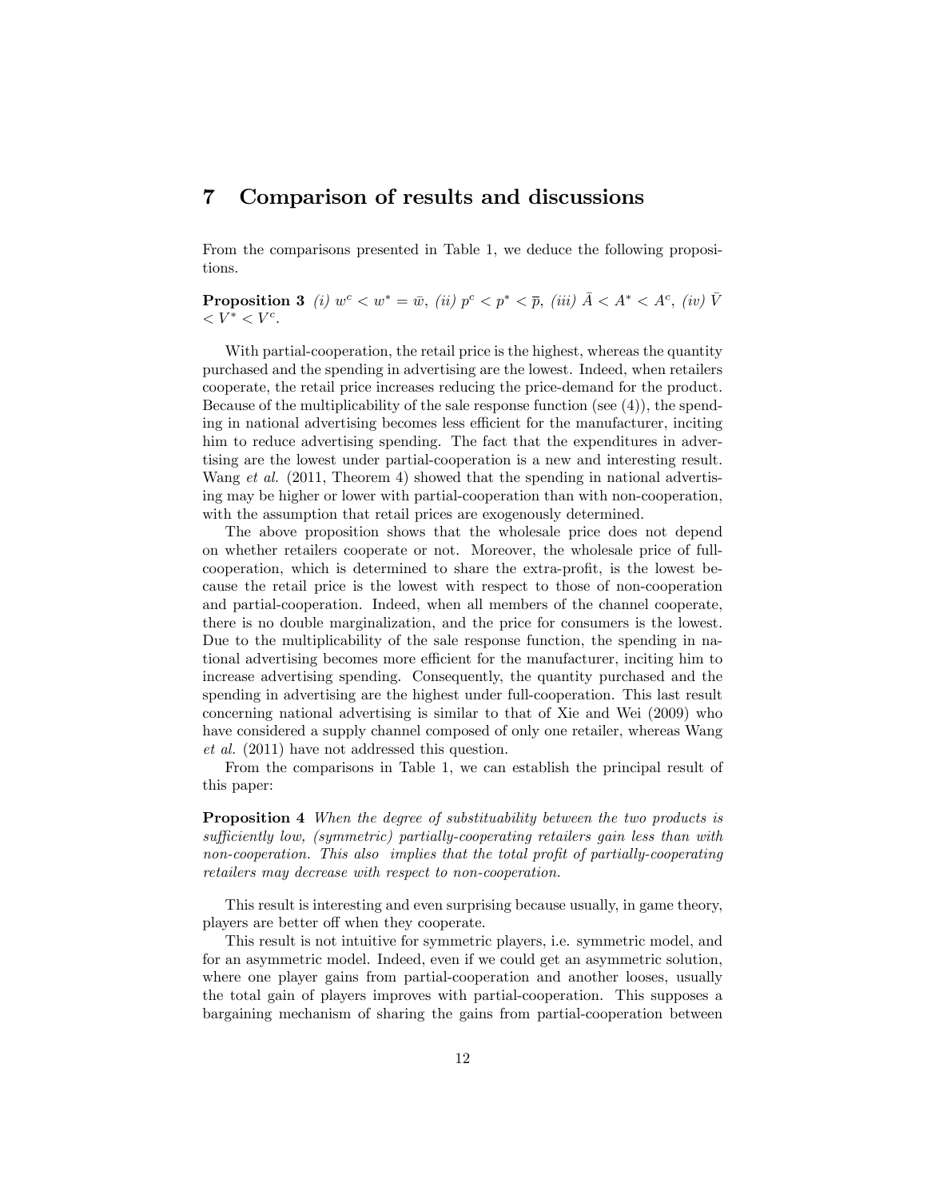## 7 Comparison of results and discussions

From the comparisons presented in Table 1, we deduce the following propositions.

**Proposition 3** *(i)* $w^c < w^* = \bar{w}$, *(ii)* $p^c < p^* < \overline{p}$, *(iii)* $\bar{A} < A^* < A^c$, *(iv)* $\bar{V} < V^* < V^c$.

With partial-cooperation, the retail price is the highest, whereas the quantity purchased and the spending in advertising are the lowest. Indeed, when retailers cooperate, the retail price increases reducing the price-demand for the product. Because of the multiplicability of the sale response function (see (4)), the spending in national advertising becomes less efficient for the manufacturer, inciting him to reduce advertising spending. The fact that the expenditures in advertising are the lowest under partial-cooperation is a new and interesting result. Wang *et al.* (2011, Theorem 4) showed that the spending in national advertising may be higher or lower with partial-cooperation than with non-cooperation, with the assumption that retail prices are exogenously determined.

The above proposition shows that the wholesale price does not depend on whether retailers cooperate or not. Moreover, the wholesale price of full-cooperation, which is determined to share the extra-profit, is the lowest because the retail price is the lowest with respect to those of non-cooperation and partial-cooperation. Indeed, when all members of the channel cooperate, there is no double marginalization, and the price for consumers is the lowest. Due to the multiplicability of the sale response function, the spending in national advertising becomes more efficient for the manufacturer, inciting him to increase advertising spending. Consequently, the quantity purchased and the spending in advertising are the highest under full-cooperation. This last result concerning national advertising is similar to that of Xie and Wei (2009) who have considered a supply channel composed of only one retailer, whereas Wang *et al.* (2011) have not addressed this question.

From the comparisons in Table 1, we can establish the principal result of this paper:

**Proposition 4** *When the degree of substituability between the two products is sufficiently low, (symmetric) partially-cooperating retailers gain less than with non-cooperation. This also implies that the total profit of partially-cooperating retailers may decrease with respect to non-cooperation.*

This result is interesting and even surprising because usually, in game theory, players are better off when they cooperate.

This result is not intuitive for symmetric players, i.e. symmetric model, and for an asymmetric model. Indeed, even if we could get an asymmetric solution, where one player gains from partial-cooperation and another looses, usually the total gain of players improves with partial-cooperation. This supposes a bargaining mechanism of sharing the gains from partial-cooperation between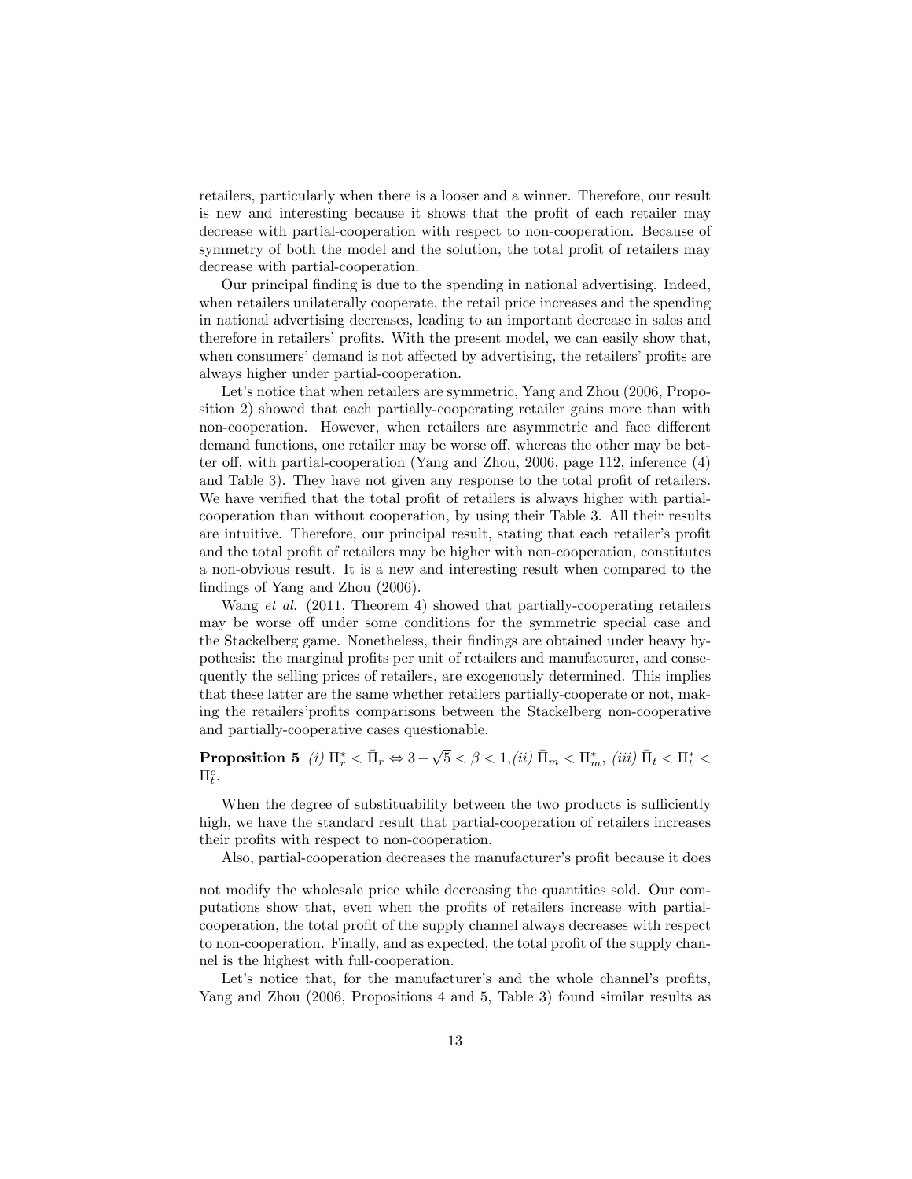retailers, particularly when there is a looser and a winner. Therefore, our result is new and interesting because it shows that the profit of each retailer may decrease with partial-cooperation with respect to non-cooperation. Because of symmetry of both the model and the solution, the total profit of retailers may decrease with partial-cooperation.

Our principal finding is due to the spending in national advertising. Indeed, when retailers unilaterally cooperate, the retail price increases and the spending in national advertising decreases, leading to an important decrease in sales and therefore in retailers' profits. With the present model, we can easily show that, when consumers' demand is not affected by advertising, the retailers' profits are always higher under partial-cooperation.

Let's notice that when retailers are symmetric, Yang and Zhou (2006, Proposition 2) showed that each partially-cooperating retailer gains more than with non-cooperation. However, when retailers are asymmetric and face different demand functions, one retailer may be worse off, whereas the other may be better off, with partial-cooperation (Yang and Zhou, 2006, page 112, inference (4) and Table 3). They have not given any response to the total profit of retailers. We have verified that the total profit of retailers is always higher with partial-cooperation than without cooperation, by using their Table 3. All their results are intuitive. Therefore, our principal result, stating that each retailer's profit and the total profit of retailers may be higher with non-cooperation, constitutes a non-obvious result. It is a new and interesting result when compared to the findings of Yang and Zhou (2006).

Wang *et al.* (2011, Theorem 4) showed that partially-cooperating retailers may be worse off under some conditions for the symmetric special case and the Stackelberg game. Nonetheless, their findings are obtained under heavy hypothesis: the marginal profits per unit of retailers and manufacturer, and consequently the selling prices of retailers, are exogenously determined. This implies that these latter are the same whether retailers partially-cooperate or not, making the retailers'profits comparisons between the Stackelberg non-cooperative and partially-cooperative cases questionable.

**Proposition 5** *(i)* $\Pi_r^* < \bar{\Pi}_r \Leftrightarrow 3 - \sqrt{5} < \beta < 1$,*(ii)* $\bar{\Pi}_m < \Pi_m^*$, *(iii)* $\bar{\Pi}_t < \Pi_t^* < \Pi_t^c$.

When the degree of substituability between the two products is sufficiently high, we have the standard result that partial-cooperation of retailers increases their profits with respect to non-cooperation.

Also, partial-cooperation decreases the manufacturer's profit because it does not modify the wholesale price while decreasing the quantities sold. Our computations show that, even when the profits of retailers increase with partial-cooperation, the total profit of the supply channel always decreases with respect to non-cooperation. Finally, and as expected, the total profit of the supply channel is the highest with full-cooperation.

Let's notice that, for the manufacturer's and the whole channel's profits, Yang and Zhou (2006, Propositions 4 and 5, Table 3) found similar results as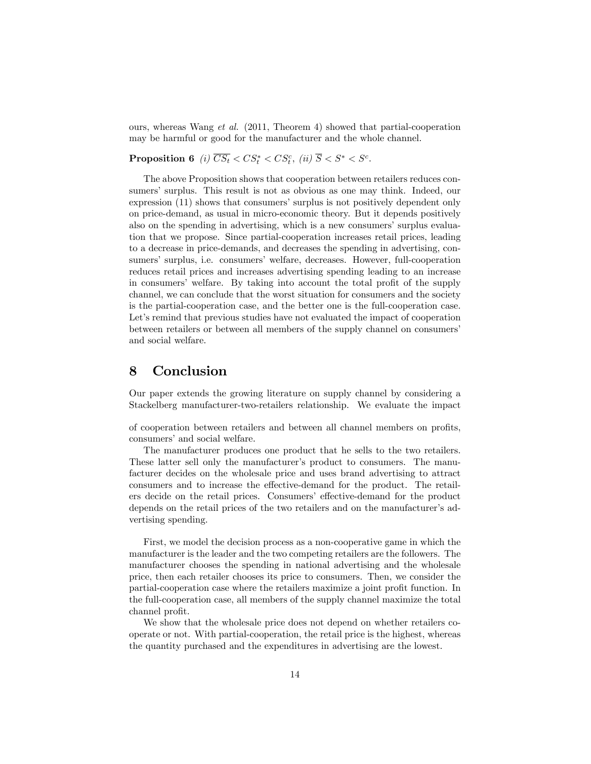ours, whereas Wang *et al.* (2011, Theorem 4) showed that partial-cooperation may be harmful or good for the manufacturer and the whole channel.

**Proposition 6** *(i)* $\overline{CS}_t < CS_t^* < CS_t^c$, *(ii)* $\overline{S} < S^* < S^c$.

The above Proposition shows that cooperation between retailers reduces consumers' surplus. This result is not as obvious as one may think. Indeed, our expression (11) shows that consumers' surplus is not positively dependent only on price-demand, as usual in micro-economic theory. But it depends positively also on the spending in advertising, which is a new consumers' surplus evaluation that we propose. Since partial-cooperation increases retail prices, leading to a decrease in price-demands, and decreases the spending in advertising, consumers' surplus, i.e. consumers' welfare, decreases. However, full-cooperation reduces retail prices and increases advertising spending leading to an increase in consumers' welfare. By taking into account the total profit of the supply channel, we can conclude that the worst situation for consumers and the society is the partial-cooperation case, and the better one is the full-cooperation case. Let's remind that previous studies have not evaluated the impact of cooperation between retailers or between all members of the supply channel on consumers' and social welfare.

# 8 Conclusion

Our paper extends the growing literature on supply channel by considering a Stackelberg manufacturer-two-retailers relationship. We evaluate the impact of cooperation between retailers and between all channel members on profits, consumers' and social welfare.

The manufacturer produces one product that he sells to the two retailers. These latter sell only the manufacturer's product to consumers. The manufacturer decides on the wholesale price and uses brand advertising to attract consumers and to increase the effective-demand for the product. The retailers decide on the retail prices. Consumers' effective-demand for the product depends on the retail prices of the two retailers and on the manufacturer's advertising spending.

First, we model the decision process as a non-cooperative game in which the manufacturer is the leader and the two competing retailers are the followers. The manufacturer chooses the spending in national advertising and the wholesale price, then each retailer chooses its price to consumers. Then, we consider the partial-cooperation case where the retailers maximize a joint profit function. In the full-cooperation case, all members of the supply channel maximize the total channel profit.

We show that the wholesale price does not depend on whether retailers cooperate or not. With partial-cooperation, the retail price is the highest, whereas the quantity purchased and the expenditures in advertising are the lowest.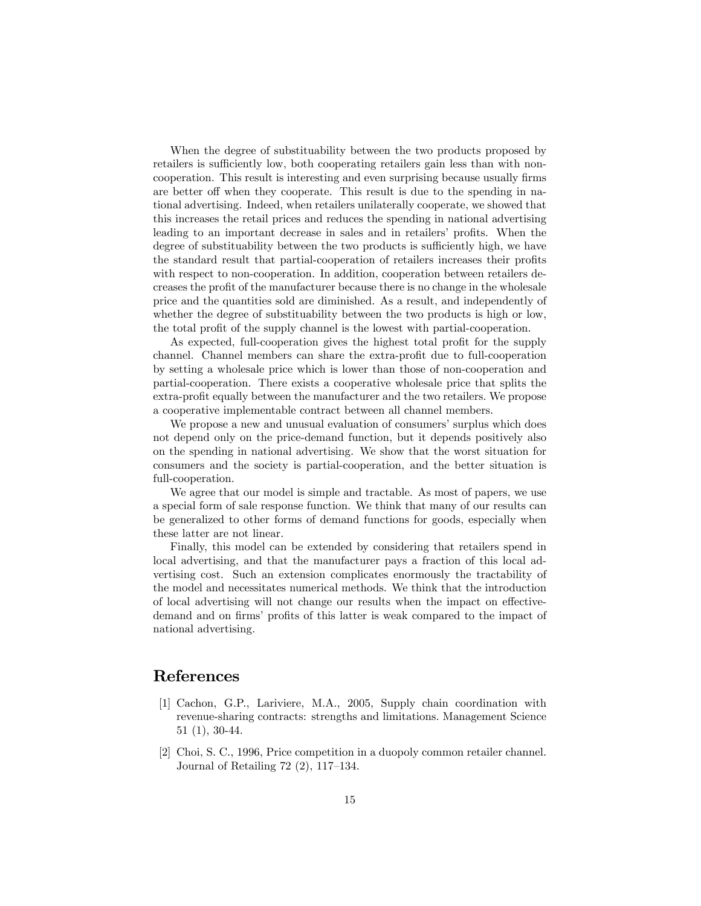When the degree of substituability between the two products proposed by retailers is sufficiently low, both cooperating retailers gain less than with non-cooperation. This result is interesting and even surprising because usually firms are better off when they cooperate. This result is due to the spending in national advertising. Indeed, when retailers unilaterally cooperate, we showed that this increases the retail prices and reduces the spending in national advertising leading to an important decrease in sales and in retailers' profits. When the degree of substituability between the two products is sufficiently high, we have the standard result that partial-cooperation of retailers increases their profits with respect to non-cooperation. In addition, cooperation between retailers decreases the profit of the manufacturer because there is no change in the wholesale price and the quantities sold are diminished. As a result, and independently of whether the degree of substituability between the two products is high or low, the total profit of the supply channel is the lowest with partial-cooperation.

As expected, full-cooperation gives the highest total profit for the supply channel. Channel members can share the extra-profit due to full-cooperation by setting a wholesale price which is lower than those of non-cooperation and partial-cooperation. There exists a cooperative wholesale price that splits the extra-profit equally between the manufacturer and the two retailers. We propose a cooperative implementable contract between all channel members.

We propose a new and unusual evaluation of consumers' surplus which does not depend only on the price-demand function, but it depends positively also on the spending in national advertising. We show that the worst situation for consumers and the society is partial-cooperation, and the better situation is full-cooperation.

We agree that our model is simple and tractable. As most of papers, we use a special form of sale response function. We think that many of our results can be generalized to other forms of demand functions for goods, especially when these latter are not linear.

Finally, this model can be extended by considering that retailers spend in local advertising, and that the manufacturer pays a fraction of this local advertising cost. Such an extension complicates enormously the tractability of the model and necessitates numerical methods. We think that the introduction of local advertising will not change our results when the impact on effective-demand and on firms' profits of this latter is weak compared to the impact of national advertising.

# References

[1] Cachon, G.P., Lariviere, M.A., 2005, Supply chain coordination with revenue-sharing contracts: strengths and limitations. Management Science 51 (1), 30-44.

[2] Choi, S. C., 1996, Price competition in a duopoly common retailer channel. Journal of Retailing 72 (2), 117–134.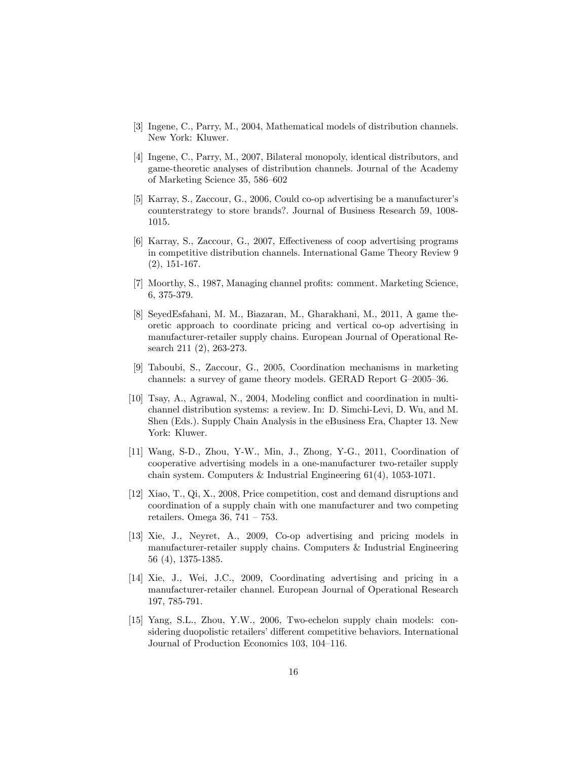[3] Ingene, C., Parry, M., 2004, Mathematical models of distribution channels. New York: Kluwer.

[4] Ingene, C., Parry, M., 2007, Bilateral monopoly, identical distributors, and game-theoretic analyses of distribution channels. Journal of the Academy of Marketing Science 35, 586–602

[5] Karray, S., Zaccour, G., 2006, Could co-op advertising be a manufacturer's counterstrategy to store brands?. Journal of Business Research 59, 1008-1015.

[6] Karray, S., Zaccour, G., 2007, Effectiveness of coop advertising programs in competitive distribution channels. International Game Theory Review 9 (2), 151-167.

[7] Moorthy, S., 1987, Managing channel profits: comment. Marketing Science, 6, 375-379.

[8] SeyedEsfahani, M. M., Biazaran, M., Gharakhani, M., 2011, A game theoretic approach to coordinate pricing and vertical co-op advertising in manufacturer-retailer supply chains. European Journal of Operational Research 211 (2), 263-273.

[9] Taboubi, S., Zaccour, G., 2005, Coordination mechanisms in marketing channels: a survey of game theory models. GERAD Report G–2005–36.

[10] Tsay, A., Agrawal, N., 2004, Modeling conflict and coordination in multi-channel distribution systems: a review. In: D. Simchi-Levi, D. Wu, and M. Shen (Eds.). Supply Chain Analysis in the eBusiness Era, Chapter 13. New York: Kluwer.

[11] Wang, S-D., Zhou, Y-W., Min, J., Zhong, Y-G., 2011, Coordination of cooperative advertising models in a one-manufacturer two-retailer supply chain system. Computers & Industrial Engineering 61(4), 1053-1071.

[12] Xiao, T., Qi, X., 2008, Price competition, cost and demand disruptions and coordination of a supply chain with one manufacturer and two competing retailers. Omega 36, 741 – 753.

[13] Xie, J., Neyret, A., 2009, Co-op advertising and pricing models in manufacturer-retailer supply chains. Computers & Industrial Engineering 56 (4), 1375-1385.

[14] Xie, J., Wei, J.C., 2009, Coordinating advertising and pricing in a manufacturer-retailer channel. European Journal of Operational Research 197, 785-791.

[15] Yang, S.L., Zhou, Y.W., 2006, Two-echelon supply chain models: considering duopolistic retailers' different competitive behaviors. International Journal of Production Economics 103, 104–116.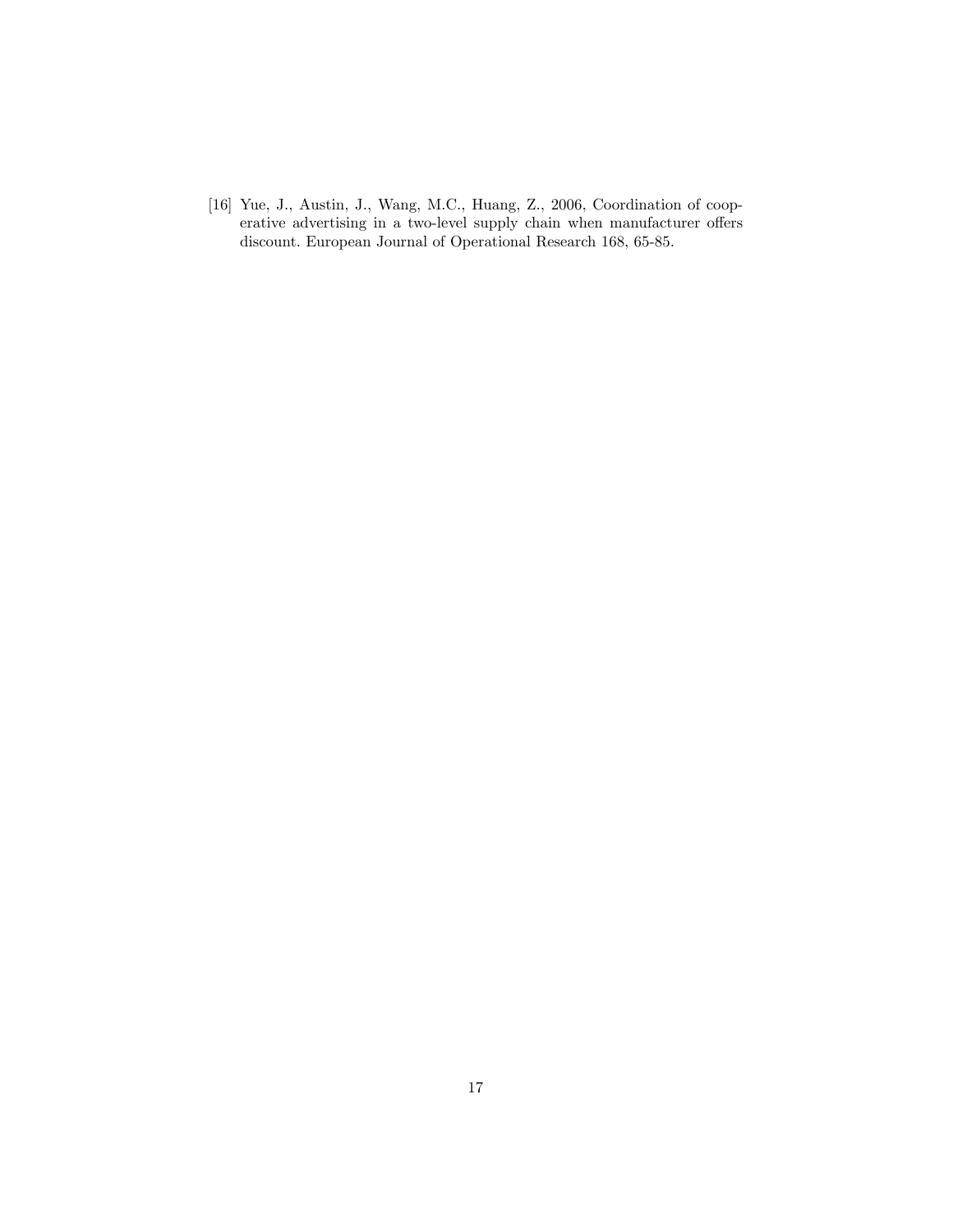[16] Yue, J., Austin, J., Wang, M.C., Huang, Z., 2006, Coordination of cooperative advertising in a two-level supply chain when manufacturer offers discount. European Journal of Operational Research 168, 65-85.